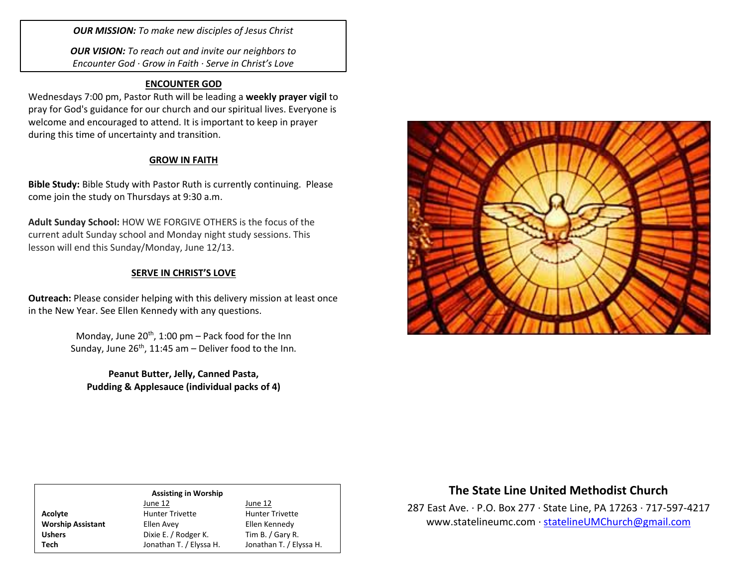***OUR MISSION:*** *To make new disciples of Jesus Christ*

***OUR VISION:*** *To reach out and invite our neighbors to Encounter God · Grow in Faith · Serve in Christ's Love*

## ENCOUNTER GOD

Wednesdays 7:00 pm, Pastor Ruth will be leading a **weekly prayer vigil** to pray for God's guidance for our church and our spiritual lives. Everyone is welcome and encouraged to attend. It is important to keep in prayer during this time of uncertainty and transition.

## GROW IN FAITH

**Bible Study:** Bible Study with Pastor Ruth is currently continuing. Please come join the study on Thursdays at 9:30 a.m.

**Adult Sunday School:** HOW WE FORGIVE OTHERS is the focus of the current adult Sunday school and Monday night study sessions. This lesson will end this Sunday/Monday, June 12/13.

## SERVE IN CHRIST'S LOVE

**Outreach:** Please consider helping with this delivery mission at least once in the New Year. See Ellen Kennedy with any questions.

Monday, June 20th, 1:00 pm – Pack food for the Inn
Sunday, June 26th, 11:45 am – Deliver food to the Inn.

**Peanut Butter, Jelly, Canned Pasta, Pudding & Applesauce (individual packs of 4)**

**Assisting in Worship**

| | June 12 | June 12 |
|---|---|---|
| **Acolyte** | Hunter Trivette | Hunter Trivette |
| **Worship Assistant** | Ellen Avey | Ellen Kennedy |
| **Ushers** | Dixie E. / Rodger K. | Tim B. / Gary R. |
| **Tech** | Jonathan T. / Elyssa H. | Jonathan T. / Elyssa H. |

## The State Line United Methodist Church

287 East Ave. · P.O. Box 277 · State Line, PA 17263 · 717-597-4217
www.statelineumc.com · statelineUMChurch@gmail.com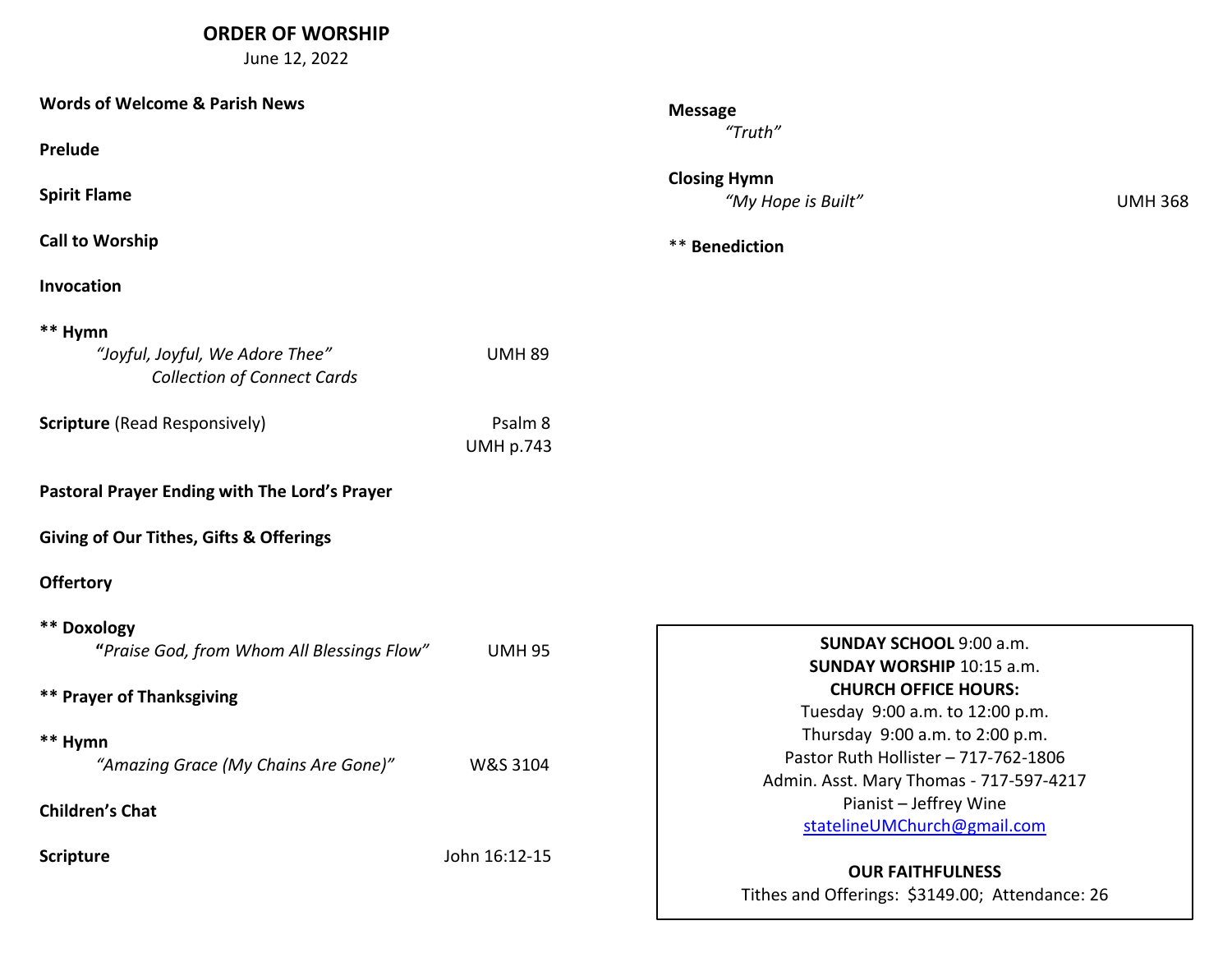## ORDER OF WORSHIP

June 12, 2022

**Words of Welcome & Parish News**

**Prelude**

**Spirit Flame**

**Call to Worship**

**Invocation**

**\*\* Hymn**
*"Joyful, Joyful, We Adore Thee"* UMH 89
*Collection of Connect Cards*

**Scripture** (Read Responsively) Psalm 8
UMH p.743

**Pastoral Prayer Ending with The Lord's Prayer**

**Giving of Our Tithes, Gifts & Offerings**

**Offertory**

**\*\* Doxology**
**"***Praise God, from Whom All Blessings Flow"* UMH 95

**\*\* Prayer of Thanksgiving**

**\*\* Hymn**
*"Amazing Grace (My Chains Are Gone)"* W&S 3104

**Children's Chat**

**Scripture** John 16:12-15

**Message**
*"Truth"*

**Closing Hymn**
*"My Hope is Built"* UMH 368

\*\* **Benediction**

---

**SUNDAY SCHOOL** 9:00 a.m.
**SUNDAY WORSHIP** 10:15 a.m.
**CHURCH OFFICE HOURS:**
Tuesday 9:00 a.m. to 12:00 p.m.
Thursday 9:00 a.m. to 2:00 p.m.
Pastor Ruth Hollister – 717-762-1806
Admin. Asst. Mary Thomas - 717-597-4217
Pianist – Jeffrey Wine
statelineUMChurch@gmail.com

**OUR FAITHFULNESS**
Tithes and Offerings: $3149.00; Attendance: 26